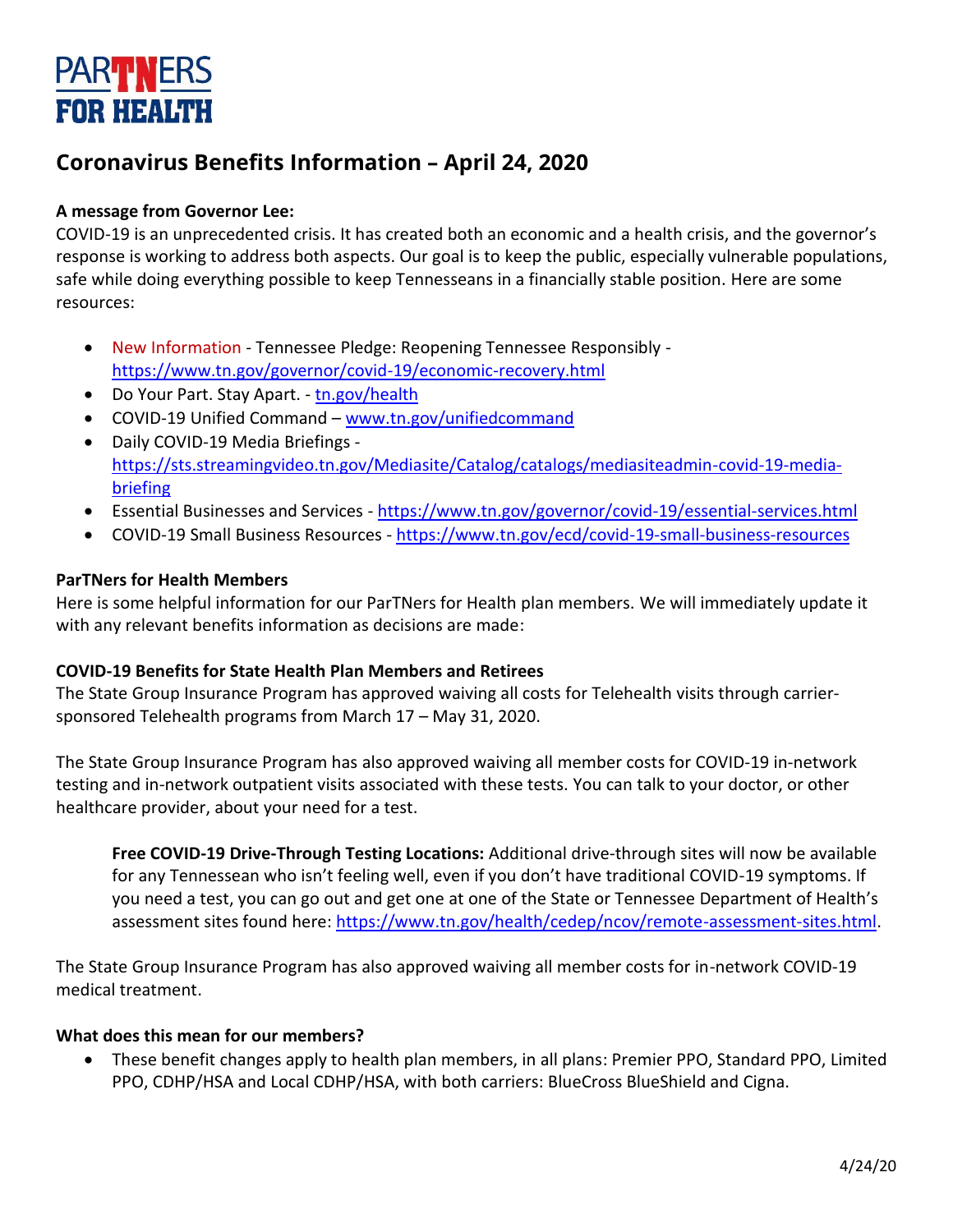# PARTNERS FOR HEALTH

## Coronavirus Benefits Information – April 24, 2020

**A message from Governor Lee:**
COVID-19 is an unprecedented crisis. It has created both an economic and a health crisis, and the governor's response is working to address both aspects. Our goal is to keep the public, especially vulnerable populations, safe while doing everything possible to keep Tennesseans in a financially stable position. Here are some resources:

- New Information - Tennessee Pledge: Reopening Tennessee Responsibly - https://www.tn.gov/governor/covid-19/economic-recovery.html
- Do Your Part. Stay Apart. - tn.gov/health
- COVID-19 Unified Command – www.tn.gov/unifiedcommand
- Daily COVID-19 Media Briefings - https://sts.streamingvideo.tn.gov/Mediasite/Catalog/catalogs/mediasiteadmin-covid-19-media-briefing
- Essential Businesses and Services - https://www.tn.gov/governor/covid-19/essential-services.html
- COVID-19 Small Business Resources - https://www.tn.gov/ecd/covid-19-small-business-resources

**ParTNers for Health Members**
Here is some helpful information for our ParTNers for Health plan members. We will immediately update it with any relevant benefits information as decisions are made:

**COVID-19 Benefits for State Health Plan Members and Retirees**
The State Group Insurance Program has approved waiving all costs for Telehealth visits through carrier-sponsored Telehealth programs from March 17 – May 31, 2020.

The State Group Insurance Program has also approved waiving all member costs for COVID-19 in-network testing and in-network outpatient visits associated with these tests. You can talk to your doctor, or other healthcare provider, about your need for a test.

> **Free COVID-19 Drive-Through Testing Locations:** Additional drive-through sites will now be available for any Tennessean who isn't feeling well, even if you don't have traditional COVID-19 symptoms. If you need a test, you can go out and get one at one of the State or Tennessee Department of Health's assessment sites found here: https://www.tn.gov/health/cedep/ncov/remote-assessment-sites.html.

The State Group Insurance Program has also approved waiving all member costs for in-network COVID-19 medical treatment.

**What does this mean for our members?**

- These benefit changes apply to health plan members, in all plans: Premier PPO, Standard PPO, Limited PPO, CDHP/HSA and Local CDHP/HSA, with both carriers: BlueCross BlueShield and Cigna.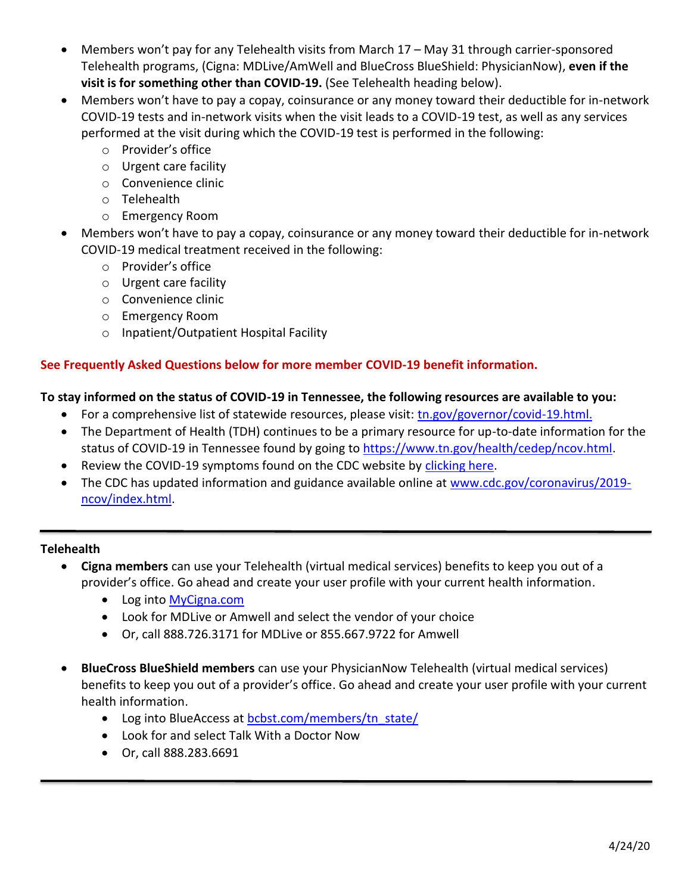- Members won't pay for any Telehealth visits from March 17 – May 31 through carrier-sponsored Telehealth programs, (Cigna: MDLive/AmWell and BlueCross BlueShield: PhysicianNow), **even if the visit is for something other than COVID-19.** (See Telehealth heading below).
- Members won't have to pay a copay, coinsurance or any money toward their deductible for in-network COVID-19 tests and in-network visits when the visit leads to a COVID-19 test, as well as any services performed at the visit during which the COVID-19 test is performed in the following:
  - Provider's office
  - Urgent care facility
  - Convenience clinic
  - Telehealth
  - Emergency Room
- Members won't have to pay a copay, coinsurance or any money toward their deductible for in-network COVID-19 medical treatment received in the following:
  - Provider's office
  - Urgent care facility
  - Convenience clinic
  - Emergency Room
  - Inpatient/Outpatient Hospital Facility

**See Frequently Asked Questions below for more member COVID-19 benefit information.**

**To stay informed on the status of COVID-19 in Tennessee, the following resources are available to you:**

- For a comprehensive list of statewide resources, please visit: tn.gov/governor/covid-19.html.
- The Department of Health (TDH) continues to be a primary resource for up-to-date information for the status of COVID-19 in Tennessee found by going to https://www.tn.gov/health/cedep/ncov.html.
- Review the COVID-19 symptoms found on the CDC website by clicking here.
- The CDC has updated information and guidance available online at www.cdc.gov/coronavirus/2019-ncov/index.html.

---

**Telehealth**

- **Cigna members** can use your Telehealth (virtual medical services) benefits to keep you out of a provider's office. Go ahead and create your user profile with your current health information.
  - Log into MyCigna.com
  - Look for MDLive or Amwell and select the vendor of your choice
  - Or, call 888.726.3171 for MDLive or 855.667.9722 for Amwell

- **BlueCross BlueShield members** can use your PhysicianNow Telehealth (virtual medical services) benefits to keep you out of a provider's office. Go ahead and create your user profile with your current health information.
  - Log into BlueAccess at bcbst.com/members/tn_state/
  - Look for and select Talk With a Doctor Now
  - Or, call 888.283.6691

---

4/24/20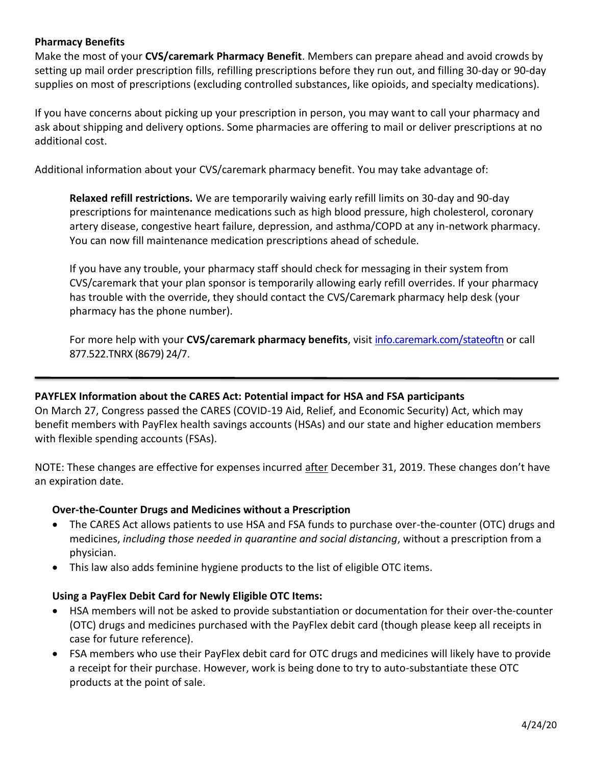**Pharmacy Benefits**

Make the most of your **CVS/caremark Pharmacy Benefit**. Members can prepare ahead and avoid crowds by setting up mail order prescription fills, refilling prescriptions before they run out, and filling 30-day or 90-day supplies on most of prescriptions (excluding controlled substances, like opioids, and specialty medications).

If you have concerns about picking up your prescription in person, you may want to call your pharmacy and ask about shipping and delivery options. Some pharmacies are offering to mail or deliver prescriptions at no additional cost.

Additional information about your CVS/caremark pharmacy benefit. You may take advantage of:

> **Relaxed refill restrictions.** We are temporarily waiving early refill limits on 30-day and 90-day prescriptions for maintenance medications such as high blood pressure, high cholesterol, coronary artery disease, congestive heart failure, depression, and asthma/COPD at any in-network pharmacy. You can now fill maintenance medication prescriptions ahead of schedule.
>
> If you have any trouble, your pharmacy staff should check for messaging in their system from CVS/caremark that your plan sponsor is temporarily allowing early refill overrides. If your pharmacy has trouble with the override, they should contact the CVS/Caremark pharmacy help desk (your pharmacy has the phone number).
>
> For more help with your **CVS/caremark pharmacy benefits**, visit info.caremark.com/stateoftn or call 877.522.TNRX (8679) 24/7.

---

**PAYFLEX Information about the CARES Act: Potential impact for HSA and FSA participants**

On March 27, Congress passed the CARES (COVID-19 Aid, Relief, and Economic Security) Act, which may benefit members with PayFlex health savings accounts (HSAs) and our state and higher education members with flexible spending accounts (FSAs).

NOTE: These changes are effective for expenses incurred after December 31, 2019. These changes don't have an expiration date.

**Over-the-Counter Drugs and Medicines without a Prescription**

- The CARES Act allows patients to use HSA and FSA funds to purchase over-the-counter (OTC) drugs and medicines, *including those needed in quarantine and social distancing*, without a prescription from a physician.
- This law also adds feminine hygiene products to the list of eligible OTC items.

**Using a PayFlex Debit Card for Newly Eligible OTC Items:**

- HSA members will not be asked to provide substantiation or documentation for their over-the-counter (OTC) drugs and medicines purchased with the PayFlex debit card (though please keep all receipts in case for future reference).
- FSA members who use their PayFlex debit card for OTC drugs and medicines will likely have to provide a receipt for their purchase. However, work is being done to try to auto-substantiate these OTC products at the point of sale.

4/24/20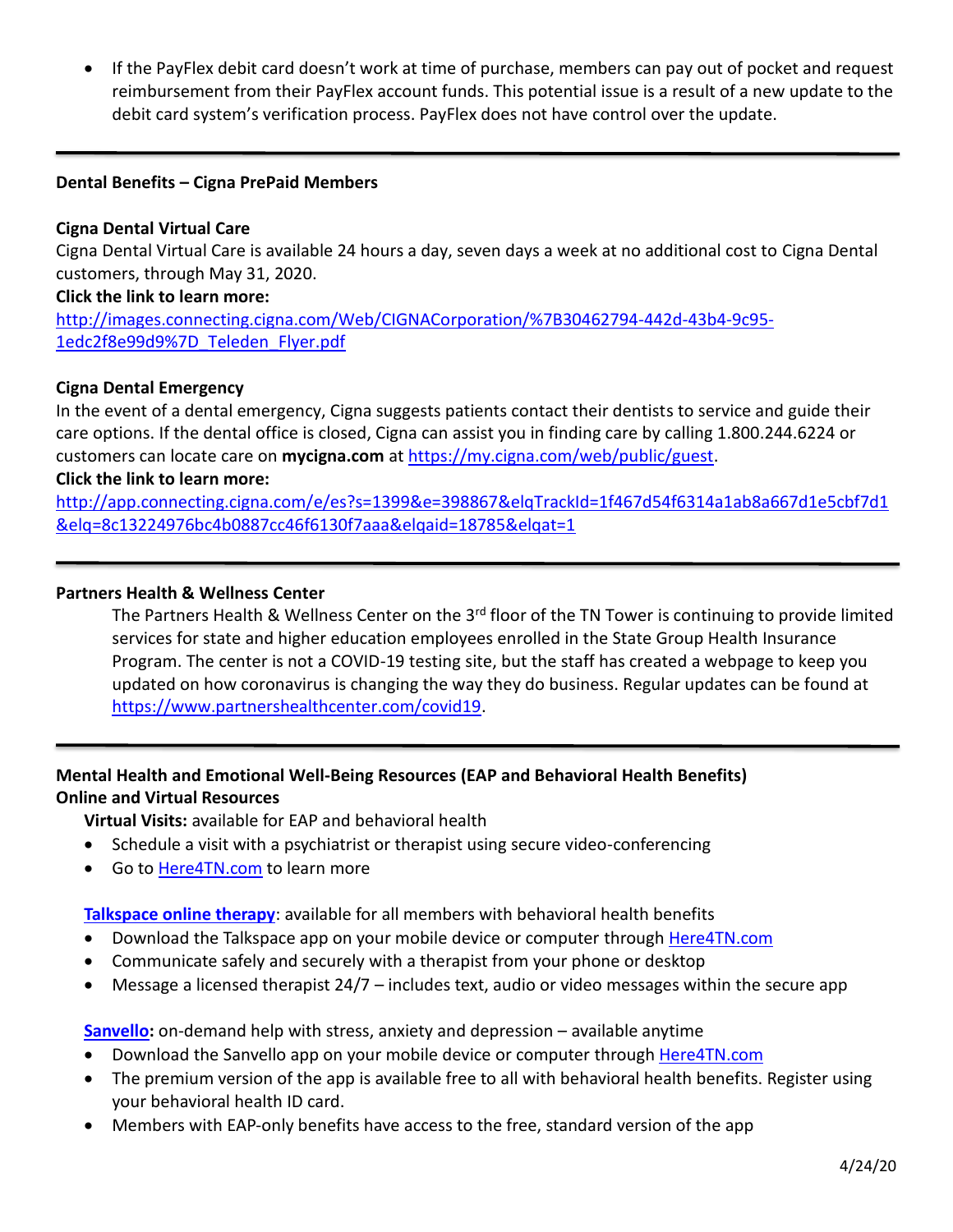- If the PayFlex debit card doesn't work at time of purchase, members can pay out of pocket and request reimbursement from their PayFlex account funds. This potential issue is a result of a new update to the debit card system's verification process. PayFlex does not have control over the update.

---

**Dental Benefits – Cigna PrePaid Members**

**Cigna Dental Virtual Care**

Cigna Dental Virtual Care is available 24 hours a day, seven days a week at no additional cost to Cigna Dental customers, through May 31, 2020.

**Click the link to learn more:**

http://images.connecting.cigna.com/Web/CIGNACorporation/%7B30462794-442d-43b4-9c95-1edc2f8e99d9%7D_Teleden_Flyer.pdf

**Cigna Dental Emergency**

In the event of a dental emergency, Cigna suggests patients contact their dentists to service and guide their care options. If the dental office is closed, Cigna can assist you in finding care by calling 1.800.244.6224 or customers can locate care on **mycigna.com** at https://my.cigna.com/web/public/guest.

**Click the link to learn more:**

http://app.connecting.cigna.com/e/es?s=1399&e=398867&elqTrackId=1f467d54f6314a1ab8a667d1e5cbf7d1&elq=8c13224976bc4b0887cc46f6130f7aaa&elqaid=18785&elqat=1

---

**Partners Health & Wellness Center**

The Partners Health & Wellness Center on the 3rd floor of the TN Tower is continuing to provide limited services for state and higher education employees enrolled in the State Group Health Insurance Program. The center is not a COVID-19 testing site, but the staff has created a webpage to keep you updated on how coronavirus is changing the way they do business. Regular updates can be found at https://www.partnershealthcenter.com/covid19.

---

**Mental Health and Emotional Well-Being Resources (EAP and Behavioral Health Benefits)**
**Online and Virtual Resources**

**Virtual Visits:** available for EAP and behavioral health

- Schedule a visit with a psychiatrist or therapist using secure video-conferencing
- Go to Here4TN.com to learn more

**Talkspace online therapy**: available for all members with behavioral health benefits

- Download the Talkspace app on your mobile device or computer through Here4TN.com
- Communicate safely and securely with a therapist from your phone or desktop
- Message a licensed therapist 24/7 – includes text, audio or video messages within the secure app

**Sanvello:** on-demand help with stress, anxiety and depression – available anytime

- Download the Sanvello app on your mobile device or computer through Here4TN.com
- The premium version of the app is available free to all with behavioral health benefits. Register using your behavioral health ID card.
- Members with EAP-only benefits have access to the free, standard version of the app

4/24/20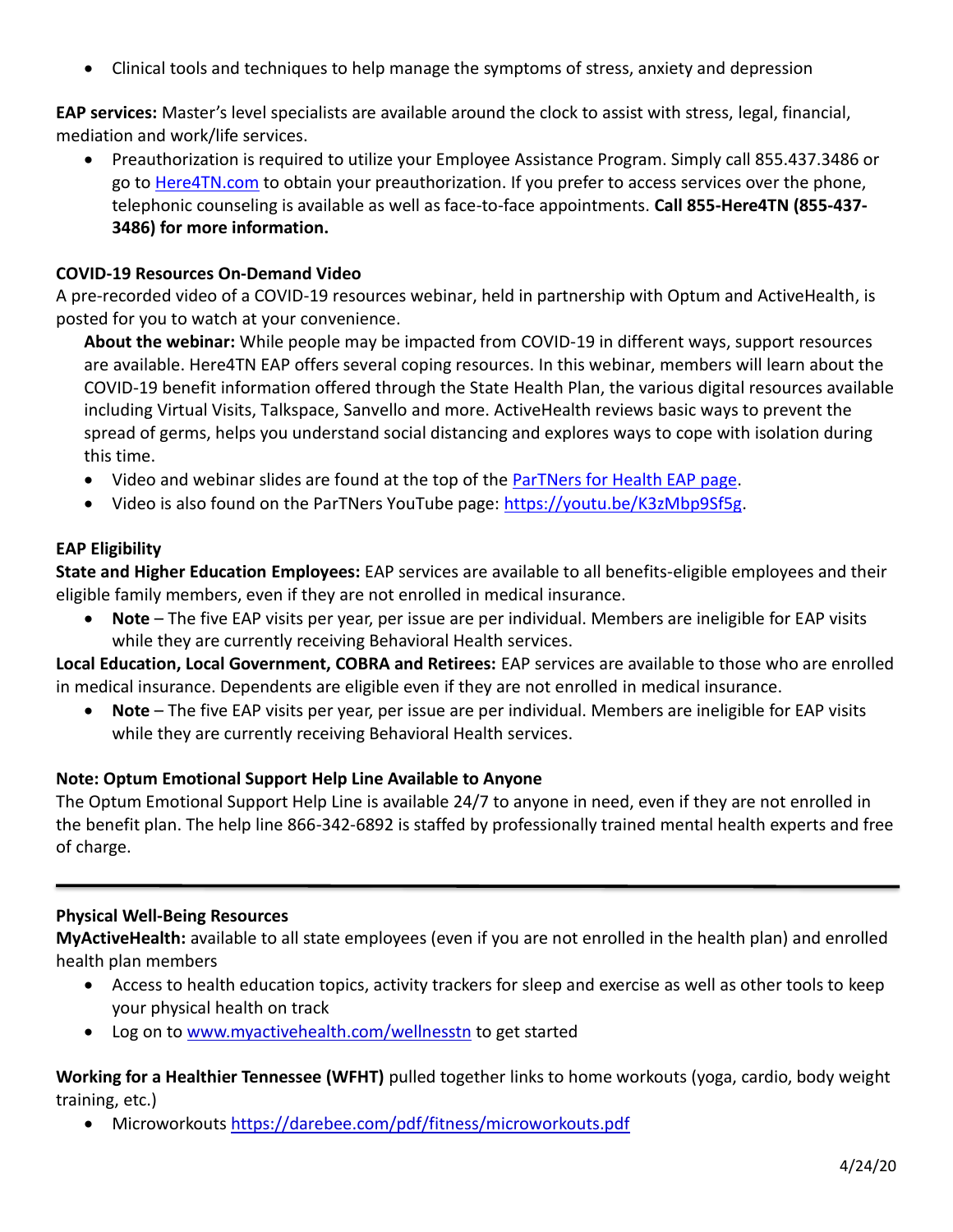- Clinical tools and techniques to help manage the symptoms of stress, anxiety and depression

**EAP services:** Master's level specialists are available around the clock to assist with stress, legal, financial, mediation and work/life services.

- Preauthorization is required to utilize your Employee Assistance Program. Simply call 855.437.3486 or go to [Here4TN.com](Here4TN.com) to obtain your preauthorization. If you prefer to access services over the phone, telephonic counseling is available as well as face-to-face appointments. **Call 855-Here4TN (855-437-3486) for more information.**

### COVID-19 Resources On-Demand Video

A pre-recorded video of a COVID-19 resources webinar, held in partnership with Optum and ActiveHealth, is posted for you to watch at your convenience.

**About the webinar:** While people may be impacted from COVID-19 in different ways, support resources are available. Here4TN EAP offers several coping resources. In this webinar, members will learn about the COVID-19 benefit information offered through the State Health Plan, the various digital resources available including Virtual Visits, Talkspace, Sanvello and more. ActiveHealth reviews basic ways to prevent the spread of germs, helps you understand social distancing and explores ways to cope with isolation during this time.

- Video and webinar slides are found at the top of the ParTNers for Health EAP page.
- Video is also found on the ParTNers YouTube page: [https://youtu.be/K3zMbp9Sf5g](https://youtu.be/K3zMbp9Sf5g).

### EAP Eligibility

**State and Higher Education Employees:** EAP services are available to all benefits-eligible employees and their eligible family members, even if they are not enrolled in medical insurance.

- **Note** – The five EAP visits per year, per issue are per individual. Members are ineligible for EAP visits while they are currently receiving Behavioral Health services.

**Local Education, Local Government, COBRA and Retirees:** EAP services are available to those who are enrolled in medical insurance. Dependents are eligible even if they are not enrolled in medical insurance.

- **Note** – The five EAP visits per year, per issue are per individual. Members are ineligible for EAP visits while they are currently receiving Behavioral Health services.

### Note: Optum Emotional Support Help Line Available to Anyone

The Optum Emotional Support Help Line is available 24/7 to anyone in need, even if they are not enrolled in the benefit plan. The help line 866-342-6892 is staffed by professionally trained mental health experts and free of charge.

---

### Physical Well-Being Resources

**MyActiveHealth:** available to all state employees (even if you are not enrolled in the health plan) and enrolled health plan members

- Access to health education topics, activity trackers for sleep and exercise as well as other tools to keep your physical health on track
- Log on to [www.myactivehealth.com/wellnesstn](www.myactivehealth.com/wellnesstn) to get started

**Working for a Healthier Tennessee (WFHT)** pulled together links to home workouts (yoga, cardio, body weight training, etc.)

- Microworkouts [https://darebee.com/pdf/fitness/microworkouts.pdf](https://darebee.com/pdf/fitness/microworkouts.pdf)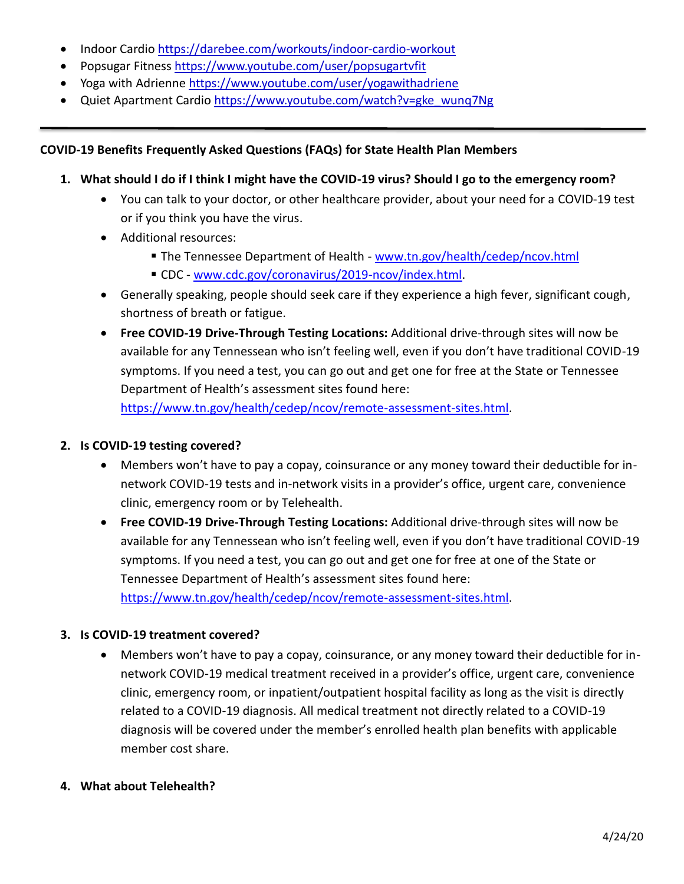- Indoor Cardio https://darebee.com/workouts/indoor-cardio-workout
- Popsugar Fitness https://www.youtube.com/user/popsugartvfit
- Yoga with Adrienne https://www.youtube.com/user/yogawithadriene
- Quiet Apartment Cardio https://www.youtube.com/watch?v=gke_wunq7Ng

---

**COVID-19 Benefits Frequently Asked Questions (FAQs) for State Health Plan Members**

1. **What should I do if I think I might have the COVID-19 virus? Should I go to the emergency room?**
   - You can talk to your doctor, or other healthcare provider, about your need for a COVID-19 test or if you think you have the virus.
   - Additional resources:
     - The Tennessee Department of Health - www.tn.gov/health/cedep/ncov.html
     - CDC - www.cdc.gov/coronavirus/2019-ncov/index.html.
   - Generally speaking, people should seek care if they experience a high fever, significant cough, shortness of breath or fatigue.
   - **Free COVID-19 Drive-Through Testing Locations:** Additional drive-through sites will now be available for any Tennessean who isn't feeling well, even if you don't have traditional COVID-19 symptoms. If you need a test, you can go out and get one for free at the State or Tennessee Department of Health's assessment sites found here: https://www.tn.gov/health/cedep/ncov/remote-assessment-sites.html.

2. **Is COVID-19 testing covered?**
   - Members won't have to pay a copay, coinsurance or any money toward their deductible for in-network COVID-19 tests and in-network visits in a provider's office, urgent care, convenience clinic, emergency room or by Telehealth.
   - **Free COVID-19 Drive-Through Testing Locations:** Additional drive-through sites will now be available for any Tennessean who isn't feeling well, even if you don't have traditional COVID-19 symptoms. If you need a test, you can go out and get one for free at one of the State or Tennessee Department of Health's assessment sites found here: https://www.tn.gov/health/cedep/ncov/remote-assessment-sites.html.

3. **Is COVID-19 treatment covered?**
   - Members won't have to pay a copay, coinsurance, or any money toward their deductible for in-network COVID-19 medical treatment received in a provider's office, urgent care, convenience clinic, emergency room, or inpatient/outpatient hospital facility as long as the visit is directly related to a COVID-19 diagnosis. All medical treatment not directly related to a COVID-19 diagnosis will be covered under the member's enrolled health plan benefits with applicable member cost share.

4. **What about Telehealth?**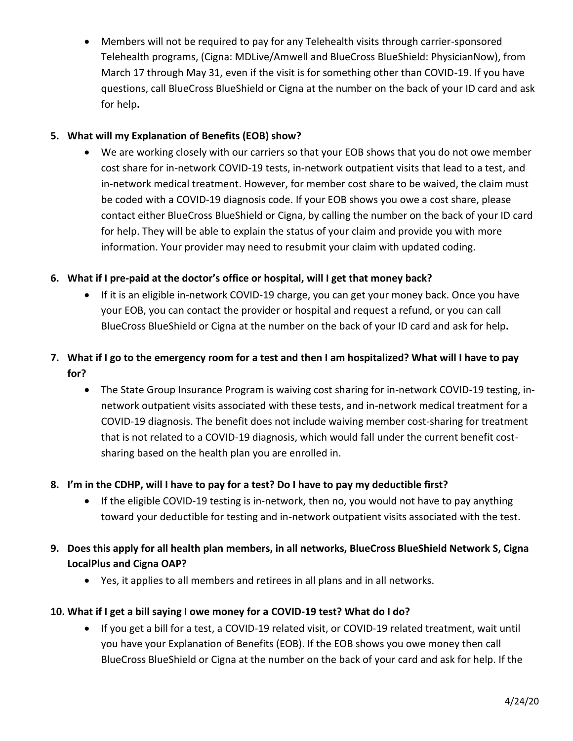- Members will not be required to pay for any Telehealth visits through carrier-sponsored Telehealth programs, (Cigna: MDLive/Amwell and BlueCross BlueShield: PhysicianNow), from March 17 through May 31, even if the visit is for something other than COVID-19. If you have questions, call BlueCross BlueShield or Cigna at the number on the back of your ID card and ask for help**.**

**5. What will my Explanation of Benefits (EOB) show?**

- We are working closely with our carriers so that your EOB shows that you do not owe member cost share for in-network COVID-19 tests, in-network outpatient visits that lead to a test, and in-network medical treatment. However, for member cost share to be waived, the claim must be coded with a COVID-19 diagnosis code. If your EOB shows you owe a cost share, please contact either BlueCross BlueShield or Cigna, by calling the number on the back of your ID card for help. They will be able to explain the status of your claim and provide you with more information. Your provider may need to resubmit your claim with updated coding.

**6. What if I pre-paid at the doctor's office or hospital, will I get that money back?**

- If it is an eligible in-network COVID-19 charge, you can get your money back. Once you have your EOB, you can contact the provider or hospital and request a refund, or you can call BlueCross BlueShield or Cigna at the number on the back of your ID card and ask for help**.**

**7. What if I go to the emergency room for a test and then I am hospitalized? What will I have to pay for?**

- The State Group Insurance Program is waiving cost sharing for in-network COVID-19 testing, in-network outpatient visits associated with these tests, and in-network medical treatment for a COVID-19 diagnosis. The benefit does not include waiving member cost-sharing for treatment that is not related to a COVID-19 diagnosis, which would fall under the current benefit cost-sharing based on the health plan you are enrolled in.

**8. I'm in the CDHP, will I have to pay for a test? Do I have to pay my deductible first?**

- If the eligible COVID-19 testing is in-network, then no, you would not have to pay anything toward your deductible for testing and in-network outpatient visits associated with the test.

**9. Does this apply for all health plan members, in all networks, BlueCross BlueShield Network S, Cigna LocalPlus and Cigna OAP?**

- Yes, it applies to all members and retirees in all plans and in all networks.

**10. What if I get a bill saying I owe money for a COVID-19 test? What do I do?**

- If you get a bill for a test, a COVID-19 related visit, or COVID-19 related treatment, wait until you have your Explanation of Benefits (EOB). If the EOB shows you owe money then call BlueCross BlueShield or Cigna at the number on the back of your card and ask for help. If the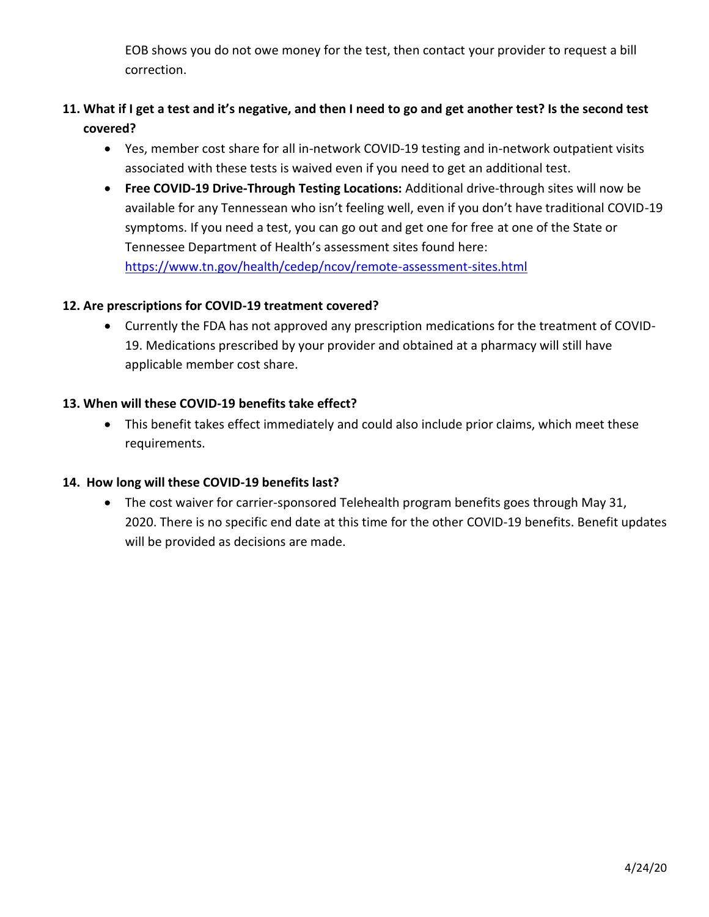EOB shows you do not owe money for the test, then contact your provider to request a bill correction.

**11. What if I get a test and it's negative, and then I need to go and get another test? Is the second test covered?**

- Yes, member cost share for all in-network COVID-19 testing and in-network outpatient visits associated with these tests is waived even if you need to get an additional test.
- **Free COVID-19 Drive-Through Testing Locations:** Additional drive-through sites will now be available for any Tennessean who isn't feeling well, even if you don't have traditional COVID-19 symptoms. If you need a test, you can go out and get one for free at one of the State or Tennessee Department of Health's assessment sites found here: https://www.tn.gov/health/cedep/ncov/remote-assessment-sites.html

**12. Are prescriptions for COVID-19 treatment covered?**

- Currently the FDA has not approved any prescription medications for the treatment of COVID-19. Medications prescribed by your provider and obtained at a pharmacy will still have applicable member cost share.

**13. When will these COVID-19 benefits take effect?**

- This benefit takes effect immediately and could also include prior claims, which meet these requirements.

**14. How long will these COVID-19 benefits last?**

- The cost waiver for carrier-sponsored Telehealth program benefits goes through May 31, 2020. There is no specific end date at this time for the other COVID-19 benefits. Benefit updates will be provided as decisions are made.

4/24/20